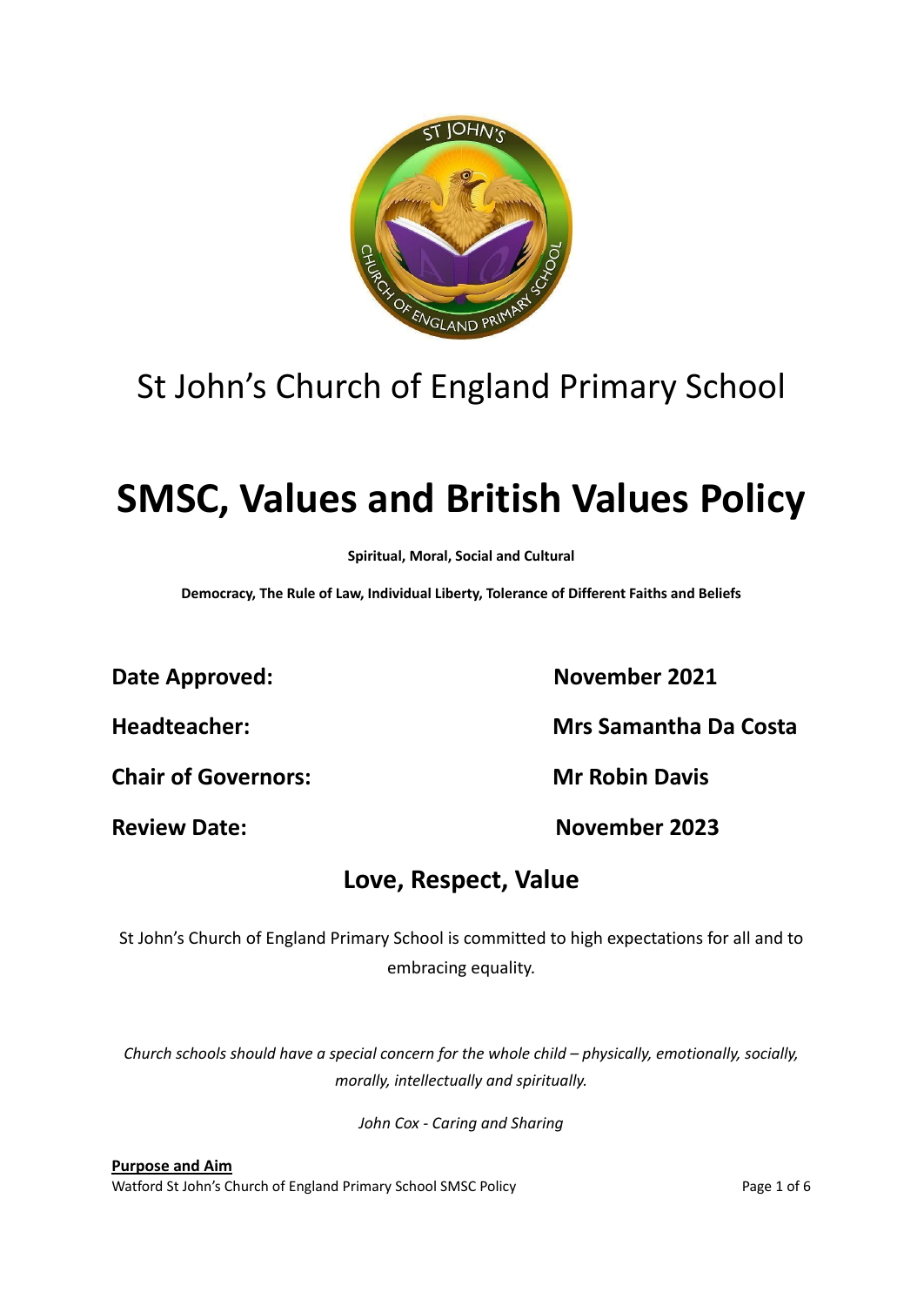St John's Church of England Primary School

# SMSC, Values and British Values Policy

**Spiritual, Moral, Social and Cultural**

**Democracy, The Rule of Law, Individual Liberty, Tolerance of Different Faiths and Beliefs**

| | |
|---|---|
| **Date Approved:** | **November 2021** |
| **Headteacher:** | **Mrs Samantha Da Costa** |
| **Chair of Governors:** | **Mr Robin Davis** |
| **Review Date:** | **November 2023** |

## Love, Respect, Value

St John's Church of England Primary School is committed to high expectations for all and to embracing equality.

*Church schools should have a special concern for the whole child – physically, emotionally, socially, morally, intellectually and spiritually.*

*John Cox - Caring and Sharing*

**Purpose and Aim**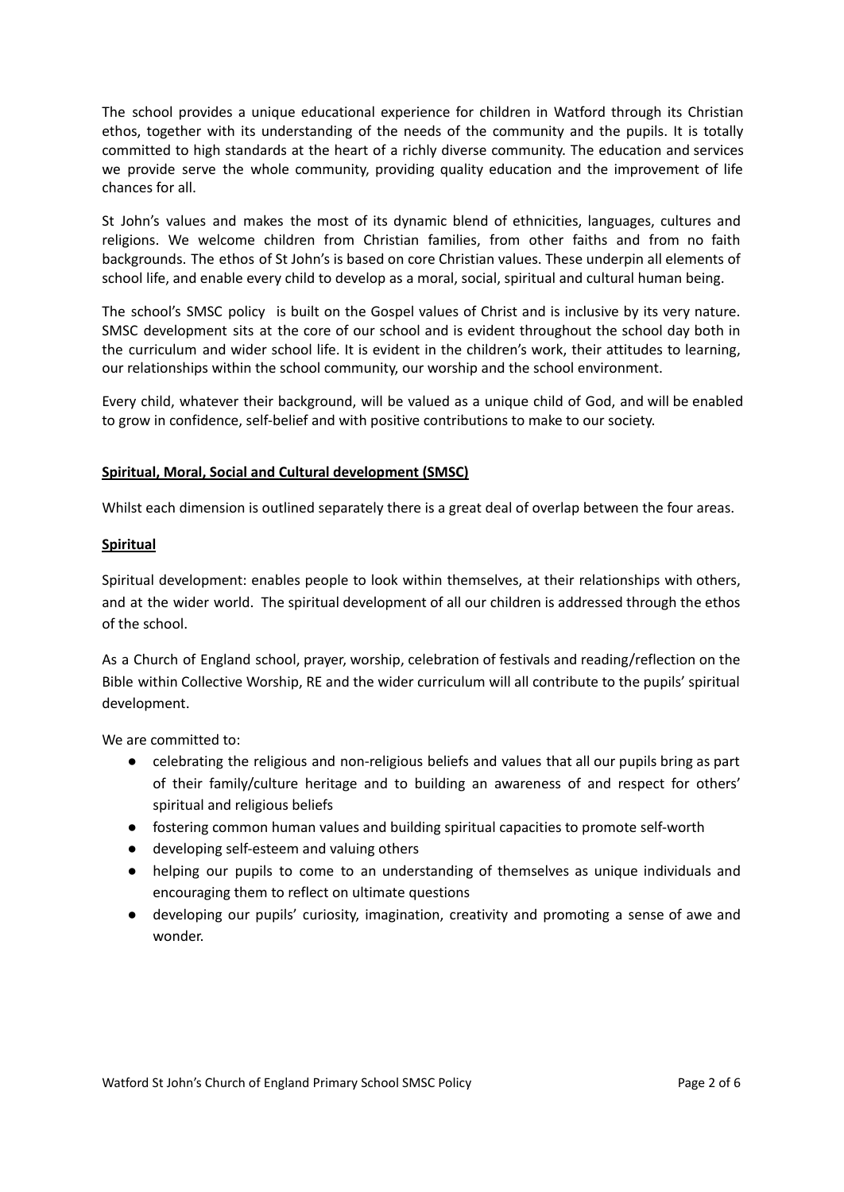The school provides a unique educational experience for children in Watford through its Christian ethos, together with its understanding of the needs of the community and the pupils. It is totally committed to high standards at the heart of a richly diverse community. The education and services we provide serve the whole community, providing quality education and the improvement of life chances for all.

St John's values and makes the most of its dynamic blend of ethnicities, languages, cultures and religions. We welcome children from Christian families, from other faiths and from no faith backgrounds. The ethos of St John's is based on core Christian values. These underpin all elements of school life, and enable every child to develop as a moral, social, spiritual and cultural human being.

The school's SMSC policy is built on the Gospel values of Christ and is inclusive by its very nature. SMSC development sits at the core of our school and is evident throughout the school day both in the curriculum and wider school life. It is evident in the children's work, their attitudes to learning, our relationships within the school community, our worship and the school environment.

Every child, whatever their background, will be valued as a unique child of God, and will be enabled to grow in confidence, self-belief and with positive contributions to make to our society.

## Spiritual, Moral, Social and Cultural development (SMSC)

Whilst each dimension is outlined separately there is a great deal of overlap between the four areas.

### Spiritual

Spiritual development: enables people to look within themselves, at their relationships with others, and at the wider world. The spiritual development of all our children is addressed through the ethos of the school.

As a Church of England school, prayer, worship, celebration of festivals and reading/reflection on the Bible within Collective Worship, RE and the wider curriculum will all contribute to the pupils' spiritual development.

We are committed to:

- celebrating the religious and non-religious beliefs and values that all our pupils bring as part of their family/culture heritage and to building an awareness of and respect for others' spiritual and religious beliefs
- fostering common human values and building spiritual capacities to promote self-worth
- developing self-esteem and valuing others
- helping our pupils to come to an understanding of themselves as unique individuals and encouraging them to reflect on ultimate questions
- developing our pupils' curiosity, imagination, creativity and promoting a sense of awe and wonder.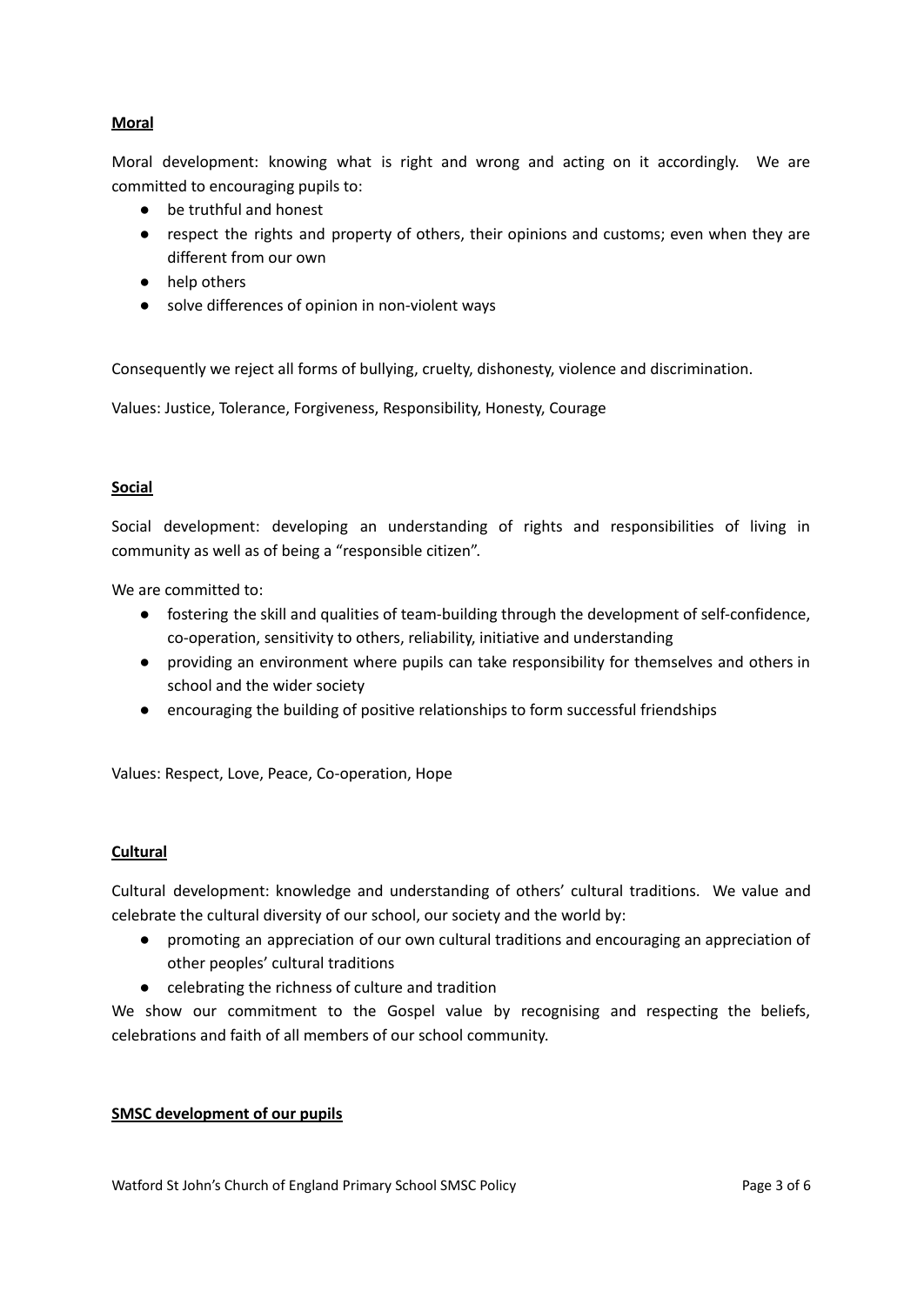**Moral**

Moral development: knowing what is right and wrong and acting on it accordingly. We are committed to encouraging pupils to:

- be truthful and honest
- respect the rights and property of others, their opinions and customs; even when they are different from our own
- help others
- solve differences of opinion in non-violent ways

Consequently we reject all forms of bullying, cruelty, dishonesty, violence and discrimination.

Values: Justice, Tolerance, Forgiveness, Responsibility, Honesty, Courage

**Social**

Social development: developing an understanding of rights and responsibilities of living in community as well as of being a "responsible citizen".

We are committed to:

- fostering the skill and qualities of team-building through the development of self-confidence, co-operation, sensitivity to others, reliability, initiative and understanding
- providing an environment where pupils can take responsibility for themselves and others in school and the wider society
- encouraging the building of positive relationships to form successful friendships

Values: Respect, Love, Peace, Co-operation, Hope

**Cultural**

Cultural development: knowledge and understanding of others' cultural traditions. We value and celebrate the cultural diversity of our school, our society and the world by:

- promoting an appreciation of our own cultural traditions and encouraging an appreciation of other peoples' cultural traditions
- celebrating the richness of culture and tradition

We show our commitment to the Gospel value by recognising and respecting the beliefs, celebrations and faith of all members of our school community.

**SMSC development of our pupils**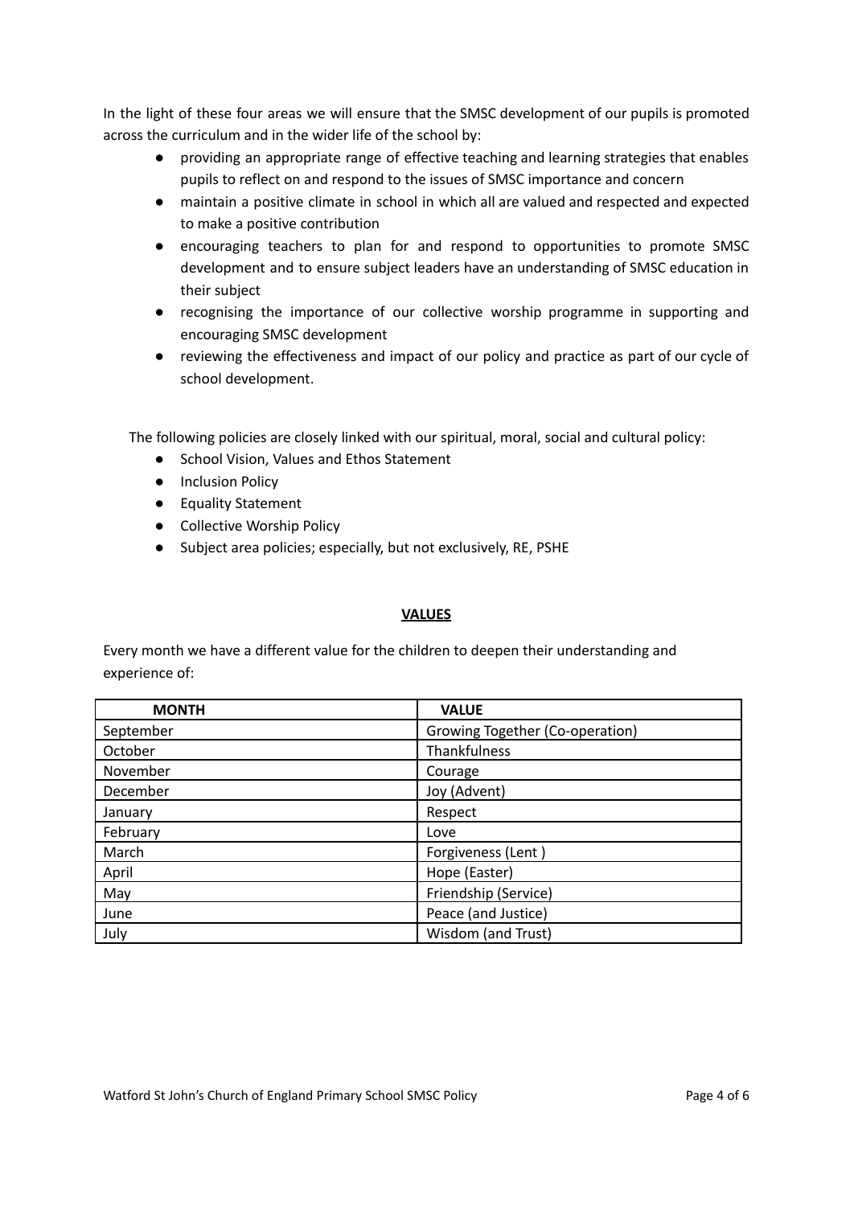In the light of these four areas we will ensure that the SMSC development of our pupils is promoted across the curriculum and in the wider life of the school by:

- providing an appropriate range of effective teaching and learning strategies that enables pupils to reflect on and respond to the issues of SMSC importance and concern
- maintain a positive climate in school in which all are valued and respected and expected to make a positive contribution
- encouraging teachers to plan for and respond to opportunities to promote SMSC development and to ensure subject leaders have an understanding of SMSC education in their subject
- recognising the importance of our collective worship programme in supporting and encouraging SMSC development
- reviewing the effectiveness and impact of our policy and practice as part of our cycle of school development.

The following policies are closely linked with our spiritual, moral, social and cultural policy:

- School Vision, Values and Ethos Statement
- Inclusion Policy
- Equality Statement
- Collective Worship Policy
- Subject area policies; especially, but not exclusively, RE, PSHE

## **VALUES**

Every month we have a different value for the children to deepen their understanding and experience of:

| MONTH | VALUE |
|---|---|
| September | Growing Together (Co-operation) |
| October | Thankfulness |
| November | Courage |
| December | Joy (Advent) |
| January | Respect |
| February | Love |
| March | Forgiveness (Lent ) |
| April | Hope (Easter) |
| May | Friendship (Service) |
| June | Peace (and Justice) |
| July | Wisdom (and Trust) |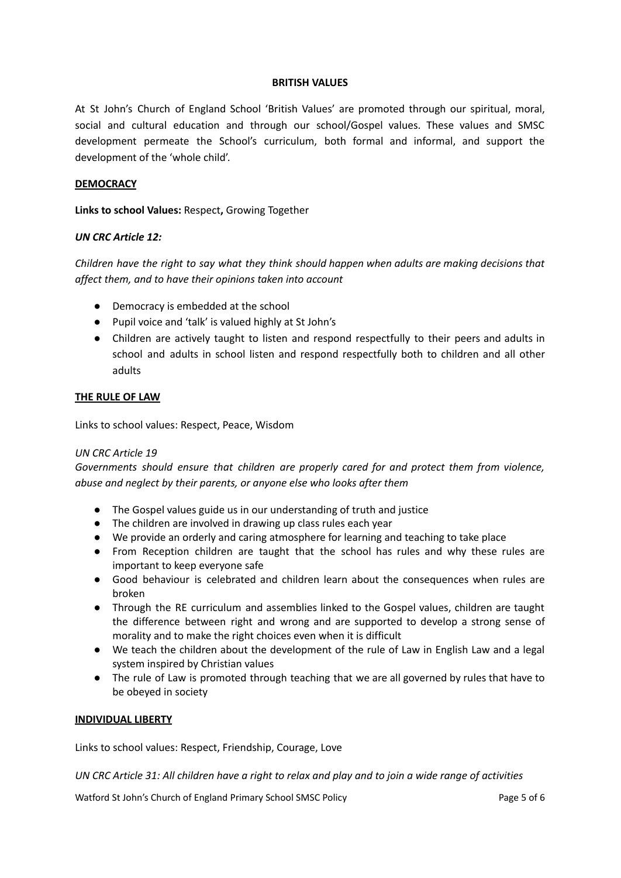## BRITISH VALUES

At St John's Church of England School 'British Values' are promoted through our spiritual, moral, social and cultural education and through our school/Gospel values. These values and SMSC development permeate the School's curriculum, both formal and informal, and support the development of the 'whole child'.

### DEMOCRACY

**Links to school Values:** Respect**,** Growing Together

***UN CRC Article 12:***

*Children have the right to say what they think should happen when adults are making decisions that affect them, and to have their opinions taken into account*

- Democracy is embedded at the school
- Pupil voice and 'talk' is valued highly at St John's
- Children are actively taught to listen and respond respectfully to their peers and adults in school and adults in school listen and respond respectfully both to children and all other adults

### THE RULE OF LAW

Links to school values: Respect, Peace, Wisdom

*UN CRC Article 19*

*Governments should ensure that children are properly cared for and protect them from violence, abuse and neglect by their parents, or anyone else who looks after them*

- The Gospel values guide us in our understanding of truth and justice
- The children are involved in drawing up class rules each year
- We provide an orderly and caring atmosphere for learning and teaching to take place
- From Reception children are taught that the school has rules and why these rules are important to keep everyone safe
- Good behaviour is celebrated and children learn about the consequences when rules are broken
- Through the RE curriculum and assemblies linked to the Gospel values, children are taught the difference between right and wrong and are supported to develop a strong sense of morality and to make the right choices even when it is difficult
- We teach the children about the development of the rule of Law in English Law and a legal system inspired by Christian values
- The rule of Law is promoted through teaching that we are all governed by rules that have to be obeyed in society

### INDIVIDUAL LIBERTY

Links to school values: Respect, Friendship, Courage, Love

*UN CRC Article 31: All children have a right to relax and play and to join a wide range of activities*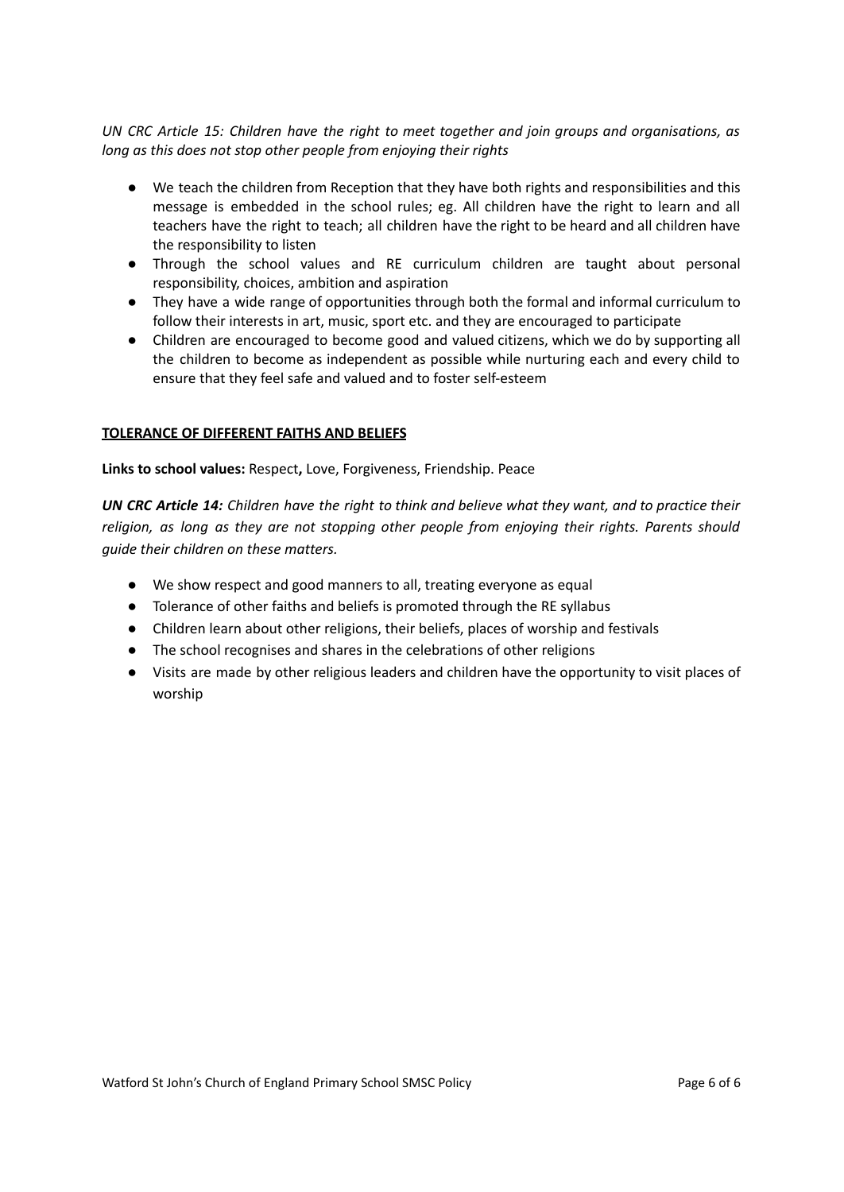*UN CRC Article 15: Children have the right to meet together and join groups and organisations, as long as this does not stop other people from enjoying their rights*

- We teach the children from Reception that they have both rights and responsibilities and this message is embedded in the school rules; eg. All children have the right to learn and all teachers have the right to teach; all children have the right to be heard and all children have the responsibility to listen
- Through the school values and RE curriculum children are taught about personal responsibility, choices, ambition and aspiration
- They have a wide range of opportunities through both the formal and informal curriculum to follow their interests in art, music, sport etc. and they are encouraged to participate
- Children are encouraged to become good and valued citizens, which we do by supporting all the children to become as independent as possible while nurturing each and every child to ensure that they feel safe and valued and to foster self-esteem

**TOLERANCE OF DIFFERENT FAITHS AND BELIEFS**

**Links to school values:** Respect**,** Love, Forgiveness, Friendship. Peace

***UN CRC Article 14:*** *Children have the right to think and believe what they want, and to practice their religion, as long as they are not stopping other people from enjoying their rights. Parents should guide their children on these matters.*

- We show respect and good manners to all, treating everyone as equal
- Tolerance of other faiths and beliefs is promoted through the RE syllabus
- Children learn about other religions, their beliefs, places of worship and festivals
- The school recognises and shares in the celebrations of other religions
- Visits are made by other religious leaders and children have the opportunity to visit places of worship